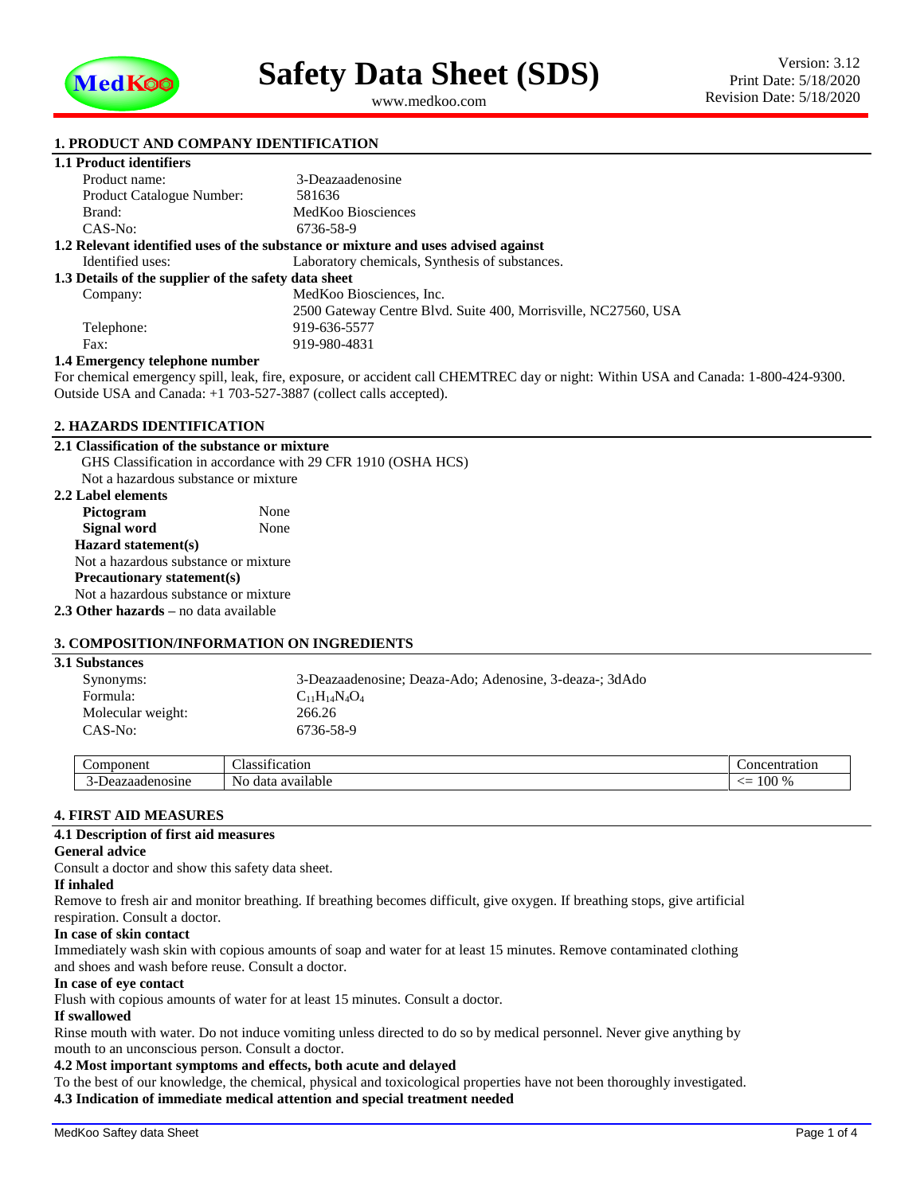# Safety Data Sheet (SDS)

www.medkoo.com

Version: 3.12
Print Date: 5/18/2020
Revision Date: 5/18/2020

## 1. PRODUCT AND COMPANY IDENTIFICATION

### 1.1 Product identifiers

Product name: 3-Deazaadenosine
Product Catalogue Number: 581636
Brand: MedKoo Biosciences
CAS-No: 6736-58-9

### 1.2 Relevant identified uses of the substance or mixture and uses advised against

Identified uses: Laboratory chemicals, Synthesis of substances.

### 1.3 Details of the supplier of the safety data sheet

Company: MedKoo Biosciences, Inc.
2500 Gateway Centre Blvd. Suite 400, Morrisville, NC27560, USA
Telephone: 919-636-5577
Fax: 919-980-4831

### 1.4 Emergency telephone number

For chemical emergency spill, leak, fire, exposure, or accident call CHEMTREC day or night: Within USA and Canada: 1-800-424-9300. Outside USA and Canada: +1 703-527-3887 (collect calls accepted).

## 2. HAZARDS IDENTIFICATION

### 2.1 Classification of the substance or mixture

GHS Classification in accordance with 29 CFR 1910 (OSHA HCS)
Not a hazardous substance or mixture

### 2.2 Label elements

**Pictogram** None
**Signal word** None

**Hazard statement(s)**
Not a hazardous substance or mixture

**Precautionary statement(s)**
Not a hazardous substance or mixture

**2.3 Other hazards** – no data available

## 3. COMPOSITION/INFORMATION ON INGREDIENTS

### 3.1 Substances

Synonyms: 3-Deazaadenosine; Deaza-Ado; Adenosine, 3-deaza-; 3dAdo
Formula: $C_{11}H_{14}N_4O_4$
Molecular weight: 266.26
CAS-No: 6736-58-9

| Component | Classification | Concentration |
|---|---|---|
| 3-Deazaadenosine | No data available | <= 100 % |

## 4. FIRST AID MEASURES

### 4.1 Description of first aid measures

**General advice**
Consult a doctor and show this safety data sheet.

**If inhaled**
Remove to fresh air and monitor breathing. If breathing becomes difficult, give oxygen. If breathing stops, give artificial respiration. Consult a doctor.

**In case of skin contact**
Immediately wash skin with copious amounts of soap and water for at least 15 minutes. Remove contaminated clothing and shoes and wash before reuse. Consult a doctor.

**In case of eye contact**
Flush with copious amounts of water for at least 15 minutes. Consult a doctor.

**If swallowed**
Rinse mouth with water. Do not induce vomiting unless directed to do so by medical personnel. Never give anything by mouth to an unconscious person. Consult a doctor.

### 4.2 Most important symptoms and effects, both acute and delayed

To the best of our knowledge, the chemical, physical and toxicological properties have not been thoroughly investigated.

### 4.3 Indication of immediate medical attention and special treatment needed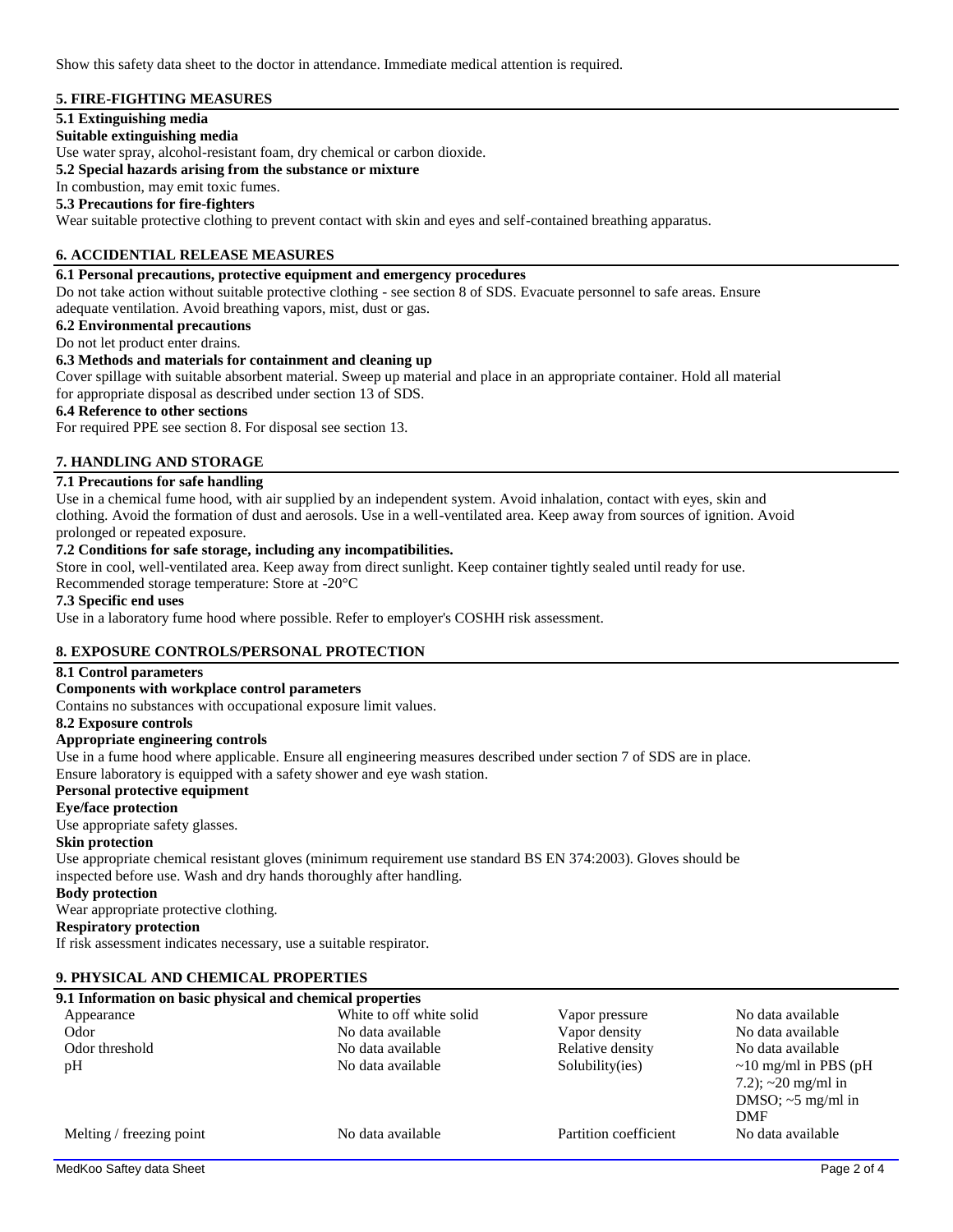Show this safety data sheet to the doctor in attendance. Immediate medical attention is required.

## 5. FIRE-FIGHTING MEASURES

### 5.1 Extinguishing media

**Suitable extinguishing media**

Use water spray, alcohol-resistant foam, dry chemical or carbon dioxide.

### 5.2 Special hazards arising from the substance or mixture

In combustion, may emit toxic fumes.

### 5.3 Precautions for fire-fighters

Wear suitable protective clothing to prevent contact with skin and eyes and self-contained breathing apparatus.

## 6. ACCIDENTIAL RELEASE MEASURES

### 6.1 Personal precautions, protective equipment and emergency procedures

Do not take action without suitable protective clothing - see section 8 of SDS. Evacuate personnel to safe areas. Ensure adequate ventilation. Avoid breathing vapors, mist, dust or gas.

### 6.2 Environmental precautions

Do not let product enter drains.

### 6.3 Methods and materials for containment and cleaning up

Cover spillage with suitable absorbent material. Sweep up material and place in an appropriate container. Hold all material for appropriate disposal as described under section 13 of SDS.

### 6.4 Reference to other sections

For required PPE see section 8. For disposal see section 13.

## 7. HANDLING AND STORAGE

### 7.1 Precautions for safe handling

Use in a chemical fume hood, with air supplied by an independent system. Avoid inhalation, contact with eyes, skin and clothing. Avoid the formation of dust and aerosols. Use in a well-ventilated area. Keep away from sources of ignition. Avoid prolonged or repeated exposure.

### 7.2 Conditions for safe storage, including any incompatibilities.

Store in cool, well-ventilated area. Keep away from direct sunlight. Keep container tightly sealed until ready for use.
Recommended storage temperature: Store at -20°C

### 7.3 Specific end uses

Use in a laboratory fume hood where possible. Refer to employer's COSHH risk assessment.

## 8. EXPOSURE CONTROLS/PERSONAL PROTECTION

### 8.1 Control parameters

**Components with workplace control parameters**

Contains no substances with occupational exposure limit values.

### 8.2 Exposure controls

**Appropriate engineering controls**

Use in a fume hood where applicable. Ensure all engineering measures described under section 7 of SDS are in place.
Ensure laboratory is equipped with a safety shower and eye wash station.

**Personal protective equipment**

**Eye/face protection**

Use appropriate safety glasses.

**Skin protection**

Use appropriate chemical resistant gloves (minimum requirement use standard BS EN 374:2003). Gloves should be inspected before use. Wash and dry hands thoroughly after handling.

**Body protection**

Wear appropriate protective clothing.

**Respiratory protection**

If risk assessment indicates necessary, use a suitable respirator.

## 9. PHYSICAL AND CHEMICAL PROPERTIES

### 9.1 Information on basic physical and chemical properties

| Property | Value | Property | Value |
|---|---|---|---|
| Appearance | White to off white solid | Vapor pressure | No data available |
| Odor | No data available | Vapor density | No data available |
| Odor threshold | No data available | Relative density | No data available |
| pH | No data available | Solubility(ies) | ~10 mg/ml in PBS (pH 7.2); ~20 mg/ml in DMSO; ~5 mg/ml in DMF |
| Melting / freezing point | No data available | Partition coefficient | No data available |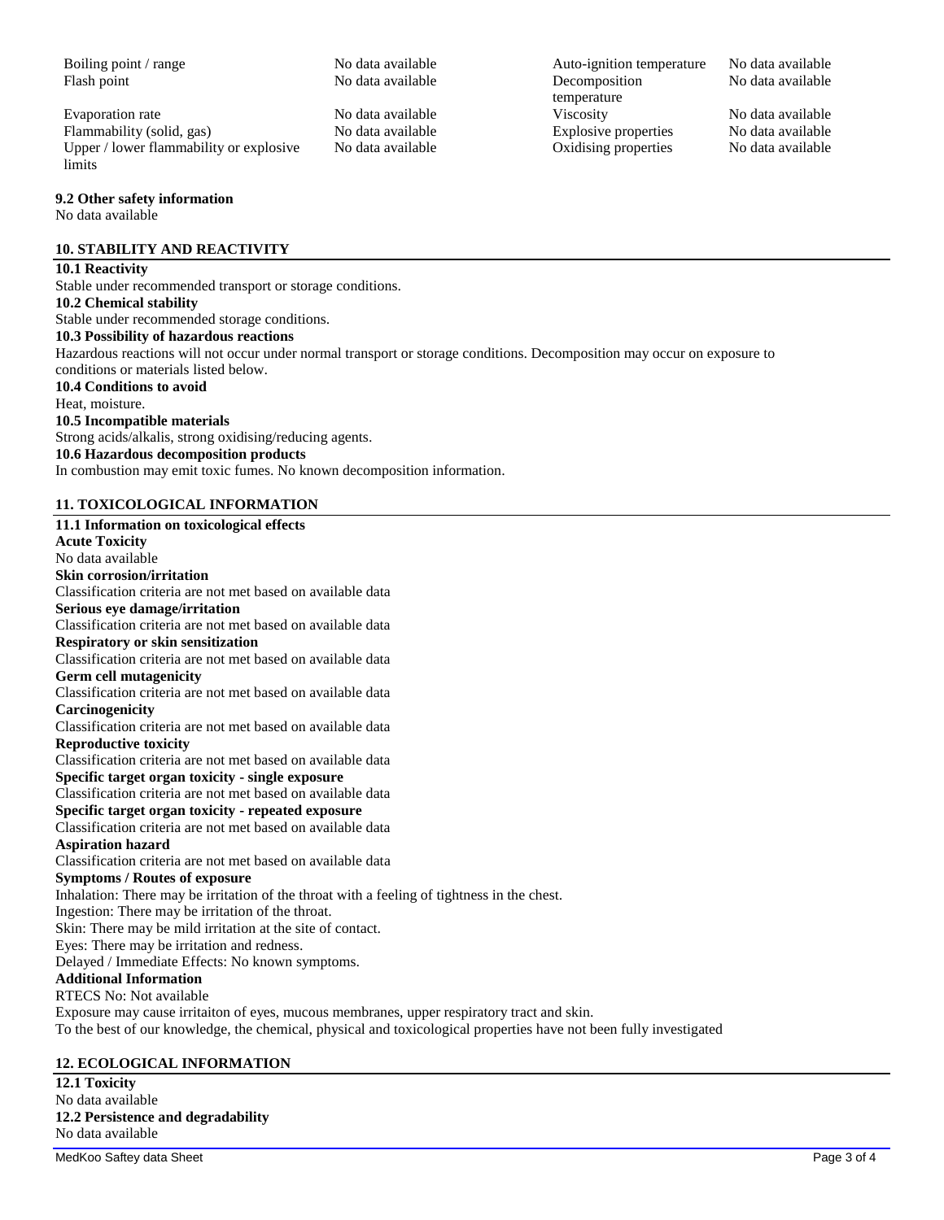| | | | |
|---|---|---|---|
| Boiling point / range | No data available | Auto-ignition temperature | No data available |
| Flash point | No data available | Decomposition temperature | No data available |
| Evaporation rate | No data available | Viscosity | No data available |
| Flammability (solid, gas) | No data available | Explosive properties | No data available |
| Upper / lower flammability or explosive limits | No data available | Oxidising properties | No data available |

**9.2 Other safety information**

No data available

## 10. STABILITY AND REACTIVITY

**10.1 Reactivity**

Stable under recommended transport or storage conditions.

**10.2 Chemical stability**

Stable under recommended storage conditions.

**10.3 Possibility of hazardous reactions**

Hazardous reactions will not occur under normal transport or storage conditions. Decomposition may occur on exposure to conditions or materials listed below.

**10.4 Conditions to avoid**

Heat, moisture.

**10.5 Incompatible materials**

Strong acids/alkalis, strong oxidising/reducing agents.

**10.6 Hazardous decomposition products**

In combustion may emit toxic fumes. No known decomposition information.

## 11. TOXICOLOGICAL INFORMATION

**11.1 Information on toxicological effects**

**Acute Toxicity**

No data available

**Skin corrosion/irritation**

Classification criteria are not met based on available data

**Serious eye damage/irritation**

Classification criteria are not met based on available data

**Respiratory or skin sensitization**

Classification criteria are not met based on available data

**Germ cell mutagenicity**

Classification criteria are not met based on available data

**Carcinogenicity**

Classification criteria are not met based on available data

**Reproductive toxicity**

Classification criteria are not met based on available data

**Specific target organ toxicity - single exposure**

Classification criteria are not met based on available data

**Specific target organ toxicity - repeated exposure**

Classification criteria are not met based on available data

**Aspiration hazard**

Classification criteria are not met based on available data

**Symptoms / Routes of exposure**

Inhalation: There may be irritation of the throat with a feeling of tightness in the chest.
Ingestion: There may be irritation of the throat.
Skin: There may be mild irritation at the site of contact.
Eyes: There may be irritation and redness.
Delayed / Immediate Effects: No known symptoms.

**Additional Information**

RTECS No: Not available
Exposure may cause irritaiton of eyes, mucous membranes, upper respiratory tract and skin.
To the best of our knowledge, the chemical, physical and toxicological properties have not been fully investigated

## 12. ECOLOGICAL INFORMATION

**12.1 Toxicity**

No data available

**12.2 Persistence and degradability**

No data available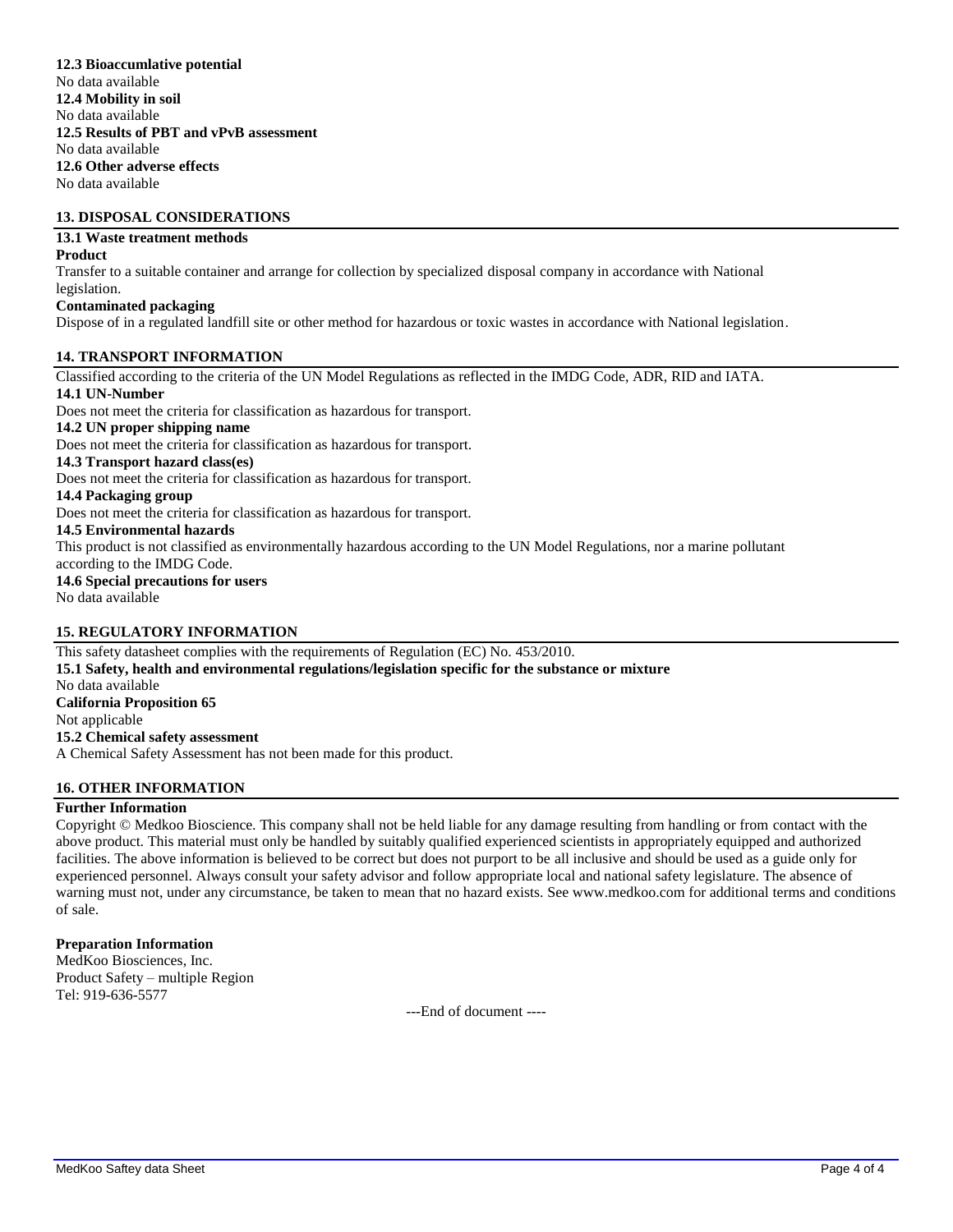**12.3 Bioaccumlative potential**

No data available

**12.4 Mobility in soil**

No data available

**12.5 Results of PBT and vPvB assessment**

No data available

**12.6 Other adverse effects**

No data available

## 13. DISPOSAL CONSIDERATIONS

**13.1 Waste treatment methods**

**Product**

Transfer to a suitable container and arrange for collection by specialized disposal company in accordance with National legislation.

**Contaminated packaging**

Dispose of in a regulated landfill site or other method for hazardous or toxic wastes in accordance with National legislation.

## 14. TRANSPORT INFORMATION

Classified according to the criteria of the UN Model Regulations as reflected in the IMDG Code, ADR, RID and IATA.

**14.1 UN-Number**

Does not meet the criteria for classification as hazardous for transport.

**14.2 UN proper shipping name**

Does not meet the criteria for classification as hazardous for transport.

**14.3 Transport hazard class(es)**

Does not meet the criteria for classification as hazardous for transport.

**14.4 Packaging group**

Does not meet the criteria for classification as hazardous for transport.

**14.5 Environmental hazards**

This product is not classified as environmentally hazardous according to the UN Model Regulations, nor a marine pollutant according to the IMDG Code.

**14.6 Special precautions for users**

No data available

## 15. REGULATORY INFORMATION

This safety datasheet complies with the requirements of Regulation (EC) No. 453/2010.

**15.1 Safety, health and environmental regulations/legislation specific for the substance or mixture**

No data available

**California Proposition 65**

Not applicable

**15.2 Chemical safety assessment**

A Chemical Safety Assessment has not been made for this product.

## 16. OTHER INFORMATION

**Further Information**

Copyright © Medkoo Bioscience. This company shall not be held liable for any damage resulting from handling or from contact with the above product. This material must only be handled by suitably qualified experienced scientists in appropriately equipped and authorized facilities. The above information is believed to be correct but does not purport to be all inclusive and should be used as a guide only for experienced personnel. Always consult your safety advisor and follow appropriate local and national safety legislature. The absence of warning must not, under any circumstance, be taken to mean that no hazard exists. See www.medkoo.com for additional terms and conditions of sale.

**Preparation Information**

MedKoo Biosciences, Inc.
Product Safety – multiple Region
Tel: 919-636-5577

---End of document ----